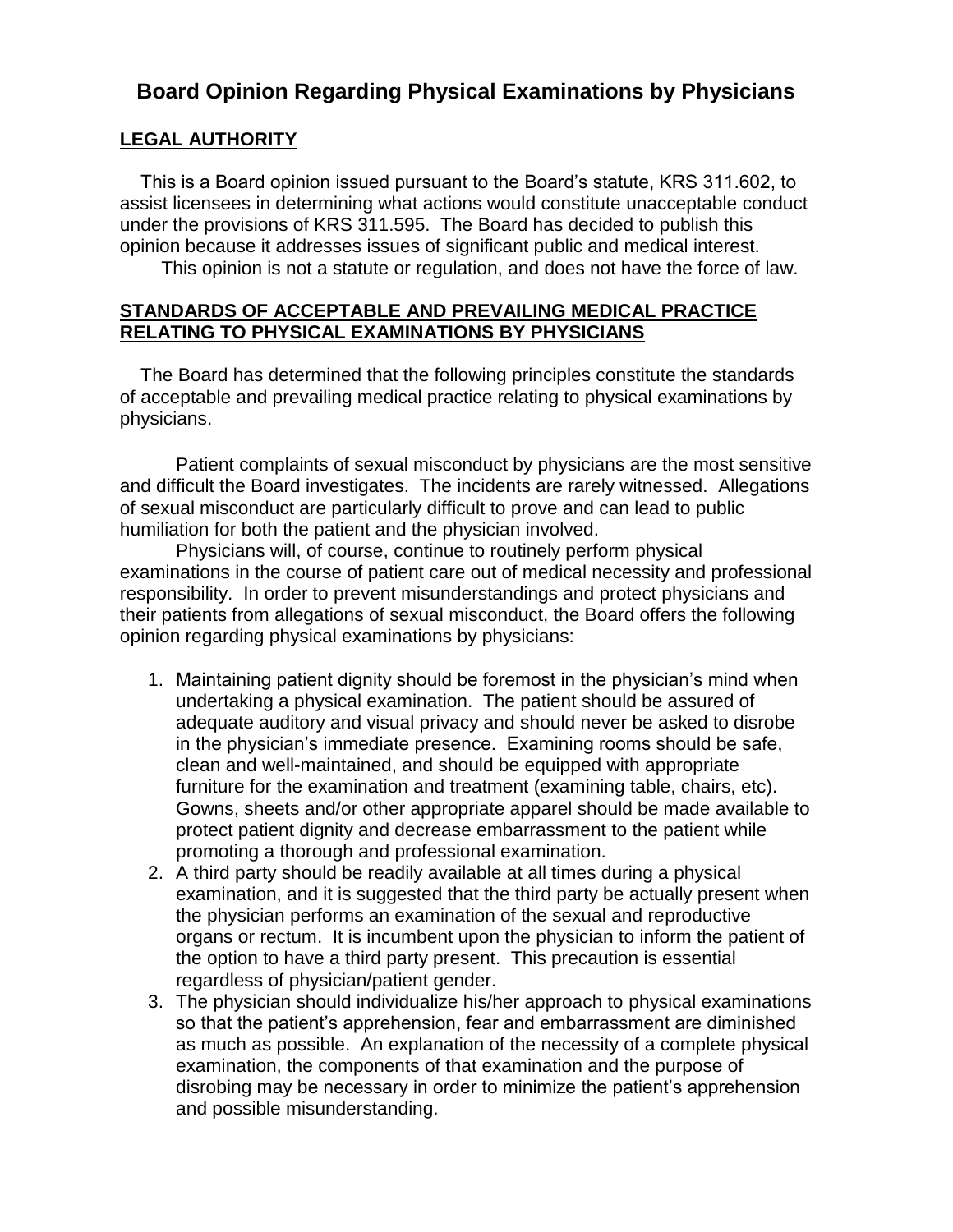# Board Opinion Regarding Physical Examinations by Physicians

## LEGAL AUTHORITY

This is a Board opinion issued pursuant to the Board's statute, KRS 311.602, to assist licensees in determining what actions would constitute unacceptable conduct under the provisions of KRS 311.595. The Board has decided to publish this opinion because it addresses issues of significant public and medical interest.

This opinion is not a statute or regulation, and does not have the force of law.

## STANDARDS OF ACCEPTABLE AND PREVAILING MEDICAL PRACTICE RELATING TO PHYSICAL EXAMINATIONS BY PHYSICIANS

The Board has determined that the following principles constitute the standards of acceptable and prevailing medical practice relating to physical examinations by physicians.

Patient complaints of sexual misconduct by physicians are the most sensitive and difficult the Board investigates. The incidents are rarely witnessed. Allegations of sexual misconduct are particularly difficult to prove and can lead to public humiliation for both the patient and the physician involved.

Physicians will, of course, continue to routinely perform physical examinations in the course of patient care out of medical necessity and professional responsibility. In order to prevent misunderstandings and protect physicians and their patients from allegations of sexual misconduct, the Board offers the following opinion regarding physical examinations by physicians:

1. Maintaining patient dignity should be foremost in the physician's mind when undertaking a physical examination. The patient should be assured of adequate auditory and visual privacy and should never be asked to disrobe in the physician's immediate presence. Examining rooms should be safe, clean and well-maintained, and should be equipped with appropriate furniture for the examination and treatment (examining table, chairs, etc). Gowns, sheets and/or other appropriate apparel should be made available to protect patient dignity and decrease embarrassment to the patient while promoting a thorough and professional examination.
2. A third party should be readily available at all times during a physical examination, and it is suggested that the third party be actually present when the physician performs an examination of the sexual and reproductive organs or rectum. It is incumbent upon the physician to inform the patient of the option to have a third party present. This precaution is essential regardless of physician/patient gender.
3. The physician should individualize his/her approach to physical examinations so that the patient's apprehension, fear and embarrassment are diminished as much as possible. An explanation of the necessity of a complete physical examination, the components of that examination and the purpose of disrobing may be necessary in order to minimize the patient's apprehension and possible misunderstanding.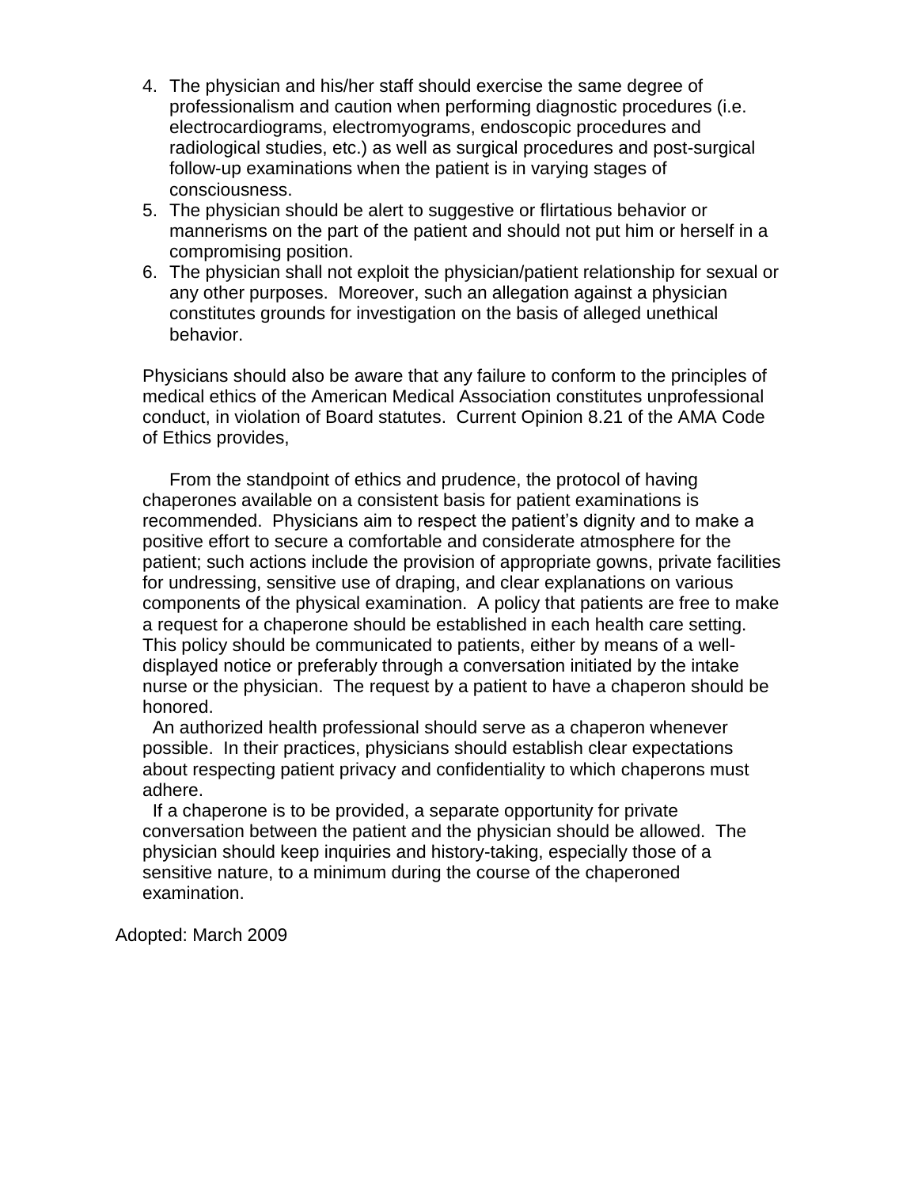4. The physician and his/her staff should exercise the same degree of professionalism and caution when performing diagnostic procedures (i.e. electrocardiograms, electromyograms, endoscopic procedures and radiological studies, etc.) as well as surgical procedures and post-surgical follow-up examinations when the patient is in varying stages of consciousness.
5. The physician should be alert to suggestive or flirtatious behavior or mannerisms on the part of the patient and should not put him or herself in a compromising position.
6. The physician shall not exploit the physician/patient relationship for sexual or any other purposes. Moreover, such an allegation against a physician constitutes grounds for investigation on the basis of alleged unethical behavior.

Physicians should also be aware that any failure to conform to the principles of medical ethics of the American Medical Association constitutes unprofessional conduct, in violation of Board statutes. Current Opinion 8.21 of the AMA Code of Ethics provides,

> From the standpoint of ethics and prudence, the protocol of having chaperones available on a consistent basis for patient examinations is recommended. Physicians aim to respect the patient's dignity and to make a positive effort to secure a comfortable and considerate atmosphere for the patient; such actions include the provision of appropriate gowns, private facilities for undressing, sensitive use of draping, and clear explanations on various components of the physical examination. A policy that patients are free to make a request for a chaperone should be established in each health care setting. This policy should be communicated to patients, either by means of a well-displayed notice or preferably through a conversation initiated by the intake nurse or the physician. The request by a patient to have a chaperon should be honored.
>
> An authorized health professional should serve as a chaperon whenever possible. In their practices, physicians should establish clear expectations about respecting patient privacy and confidentiality to which chaperons must adhere.
>
> If a chaperone is to be provided, a separate opportunity for private conversation between the patient and the physician should be allowed. The physician should keep inquiries and history-taking, especially those of a sensitive nature, to a minimum during the course of the chaperoned examination.

Adopted: March 2009